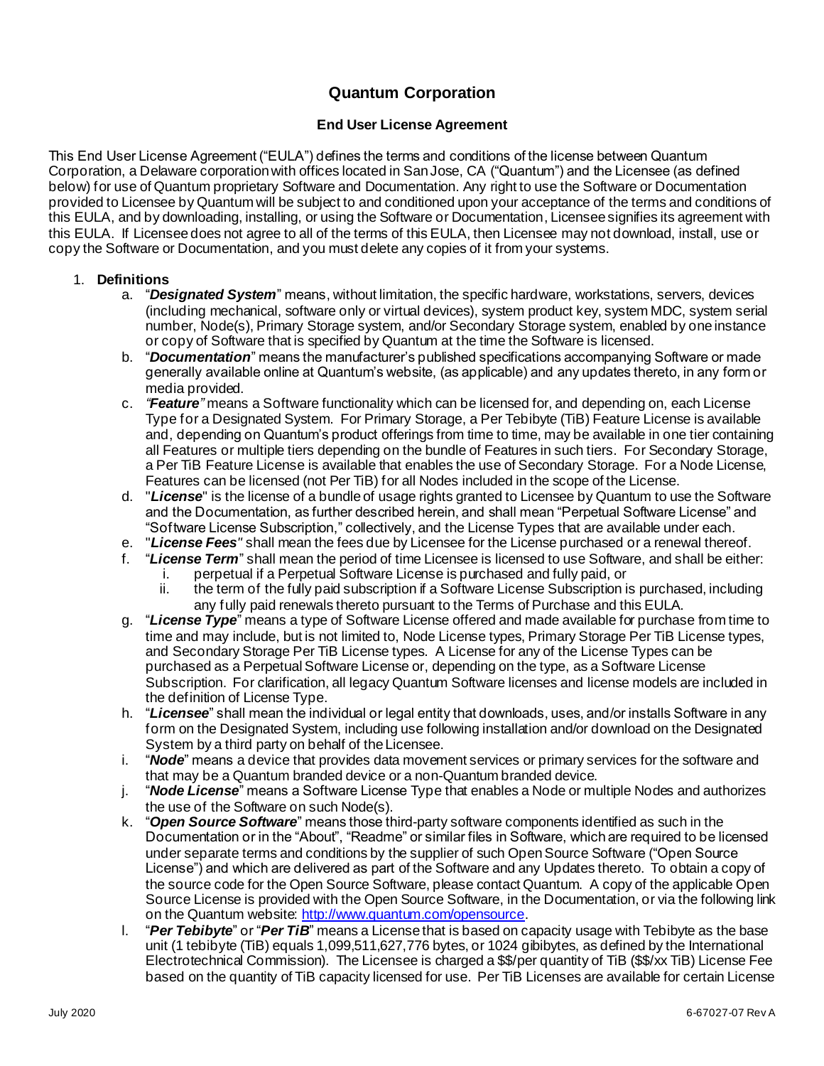# Quantum Corporation

## End User License Agreement

This End User License Agreement ("EULA") defines the terms and conditions of the license between Quantum Corporation, a Delaware corporation with offices located in San Jose, CA ("Quantum") and the Licensee (as defined below) for use of Quantum proprietary Software and Documentation. Any right to use the Software or Documentation provided to Licensee by Quantum will be subject to and conditioned upon your acceptance of the terms and conditions of this EULA, and by downloading, installing, or using the Software or Documentation, Licensee signifies its agreement with this EULA. If Licensee does not agree to all of the terms of this EULA, then Licensee may not download, install, use or copy the Software or Documentation, and you must delete any copies of it from your systems.

1. **Definitions**
   a. "***Designated System***" means, without limitation, the specific hardware, workstations, servers, devices (including mechanical, software only or virtual devices), system product key, system MDC, system serial number, Node(s), Primary Storage system, and/or Secondary Storage system, enabled by one instance or copy of Software that is specified by Quantum at the time the Software is licensed.
   b. "***Documentation***" means the manufacturer's published specifications accompanying Software or made generally available online at Quantum's website, (as applicable) and any updates thereto, in any form or media provided.
   c. *"**Feature**"* means a Software functionality which can be licensed for, and depending on, each License Type for a Designated System. For Primary Storage, a Per Tebibyte (TiB) Feature License is available and, depending on Quantum's product offerings from time to time, may be available in one tier containing all Features or multiple tiers depending on the bundle of Features in such tiers. For Secondary Storage, a Per TiB Feature License is available that enables the use of Secondary Storage. For a Node License, Features can be licensed (not Per TiB) for all Nodes included in the scope of the License.
   d. "***License***" is the license of a bundle of usage rights granted to Licensee by Quantum to use the Software and the Documentation, as further described herein, and shall mean "Perpetual Software License" and "Software License Subscription," collectively, and the License Types that are available under each.
   e. "***License Fees***" shall mean the fees due by Licensee for the License purchased or a renewal thereof.
   f. "***License Term***" shall mean the period of time Licensee is licensed to use Software, and shall be either:
      i. perpetual if a Perpetual Software License is purchased and fully paid, or
      ii. the term of the fully paid subscription if a Software License Subscription is purchased, including any fully paid renewals thereto pursuant to the Terms of Purchase and this EULA.
   g. "***License Type***" means a type of Software License offered and made available for purchase from time to time and may include, but is not limited to, Node License types, Primary Storage Per TiB License types, and Secondary Storage Per TiB License types. A License for any of the License Types can be purchased as a Perpetual Software License or, depending on the type, as a Software License Subscription. For clarification, all legacy Quantum Software licenses and license models are included in the definition of License Type.
   h. "***Licensee***" shall mean the individual or legal entity that downloads, uses, and/or installs Software in any form on the Designated System, including use following installation and/or download on the Designated System by a third party on behalf of the Licensee.
   i. "***Node***" means a device that provides data movement services or primary services for the software and that may be a Quantum branded device or a non-Quantum branded device.
   j. "***Node License***" means a Software License Type that enables a Node or multiple Nodes and authorizes the use of the Software on such Node(s).
   k. "***Open Source Software***" means those third-party software components identified as such in the Documentation or in the "About", "Readme" or similar files in Software, which are required to be licensed under separate terms and conditions by the supplier of such Open Source Software ("Open Source License") and which are delivered as part of the Software and any Updates thereto. To obtain a copy of the source code for the Open Source Software, please contact Quantum. A copy of the applicable Open Source License is provided with the Open Source Software, in the Documentation, or via the following link on the Quantum website: http://www.quantum.com/opensource.
   l. "***Per Tebibyte***" or "***Per TiB***" means a License that is based on capacity usage with Tebibyte as the base unit (1 tebibyte (TiB) equals 1,099,511,627,776 bytes, or 1024 gibibytes, as defined by the International Electrotechnical Commission). The Licensee is charged a $$/per quantity of TiB ($$/xx TiB) License Fee based on the quantity of TiB capacity licensed for use. Per TiB Licenses are available for certain License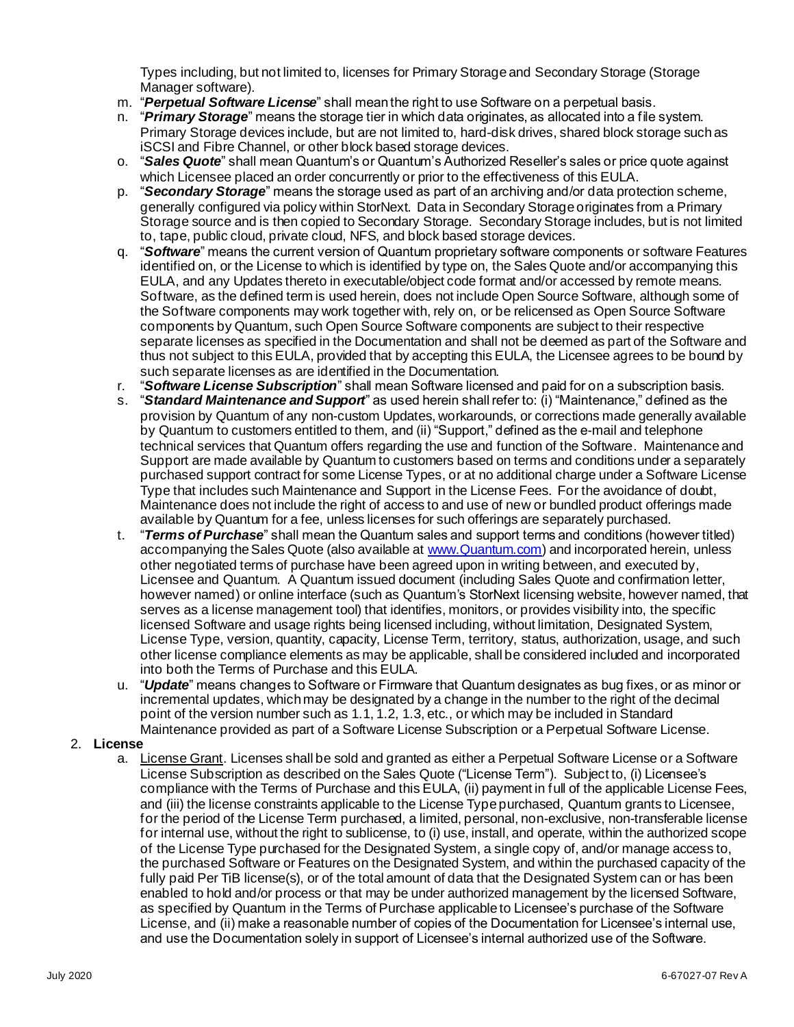Types including, but not limited to, licenses for Primary Storage and Secondary Storage (Storage Manager software).

m. "***Perpetual Software License***" shall mean the right to use Software on a perpetual basis.

n. "***Primary Storage***" means the storage tier in which data originates, as allocated into a file system. Primary Storage devices include, but are not limited to, hard-disk drives, shared block storage such as iSCSI and Fibre Channel, or other block based storage devices.

o. "***Sales Quote***" shall mean Quantum's or Quantum's Authorized Reseller's sales or price quote against which Licensee placed an order concurrently or prior to the effectiveness of this EULA.

p. "***Secondary Storage***" means the storage used as part of an archiving and/or data protection scheme, generally configured via policy within StorNext. Data in Secondary Storage originates from a Primary Storage source and is then copied to Secondary Storage. Secondary Storage includes, but is not limited to, tape, public cloud, private cloud, NFS, and block based storage devices.

q. "***Software***" means the current version of Quantum proprietary software components or software Features identified on, or the License to which is identified by type on, the Sales Quote and/or accompanying this EULA, and any Updates thereto in executable/object code format and/or accessed by remote means. Software, as the defined term is used herein, does not include Open Source Software, although some of the Software components may work together with, rely on, or be relicensed as Open Source Software components by Quantum, such Open Source Software components are subject to their respective separate licenses as specified in the Documentation and shall not be deemed as part of the Software and thus not subject to this EULA, provided that by accepting this EULA, the Licensee agrees to be bound by such separate licenses as are identified in the Documentation.

r. "***Software License Subscription***" shall mean Software licensed and paid for on a subscription basis.

s. "***Standard Maintenance and Support***" as used herein shall refer to: (i) "Maintenance," defined as the provision by Quantum of any non-custom Updates, workarounds, or corrections made generally available by Quantum to customers entitled to them, and (ii) "Support," defined as the e-mail and telephone technical services that Quantum offers regarding the use and function of the Software. Maintenance and Support are made available by Quantum to customers based on terms and conditions under a separately purchased support contract for some License Types, or at no additional charge under a Software License Type that includes such Maintenance and Support in the License Fees. For the avoidance of doubt, Maintenance does not include the right of access to and use of new or bundled product offerings made available by Quantum for a fee, unless licenses for such offerings are separately purchased.

t. "***Terms of Purchase***" shall mean the Quantum sales and support terms and conditions (however titled) accompanying the Sales Quote (also available at [www.Quantum.com](www.Quantum.com)) and incorporated herein, unless other negotiated terms of purchase have been agreed upon in writing between, and executed by, Licensee and Quantum. A Quantum issued document (including Sales Quote and confirmation letter, however named) or online interface (such as Quantum's StorNext licensing website, however named, that serves as a license management tool) that identifies, monitors, or provides visibility into, the specific licensed Software and usage rights being licensed including, without limitation, Designated System, License Type, version, quantity, capacity, License Term, territory, status, authorization, usage, and such other license compliance elements as may be applicable, shall be considered included and incorporated into both the Terms of Purchase and this EULA.

u. "***Update***" means changes to Software or Firmware that Quantum designates as bug fixes, or as minor or incremental updates, which may be designated by a change in the number to the right of the decimal point of the version number such as 1.1, 1.2, 1.3, etc., or which may be included in Standard Maintenance provided as part of a Software License Subscription or a Perpetual Software License.

2. **License**

a. License Grant. Licenses shall be sold and granted as either a Perpetual Software License or a Software License Subscription as described on the Sales Quote ("License Term"). Subject to, (i) Licensee's compliance with the Terms of Purchase and this EULA, (ii) payment in full of the applicable License Fees, and (iii) the license constraints applicable to the License Type purchased, Quantum grants to Licensee, for the period of the License Term purchased, a limited, personal, non-exclusive, non-transferable license for internal use, without the right to sublicense, to (i) use, install, and operate, within the authorized scope of the License Type purchased for the Designated System, a single copy of, and/or manage access to, the purchased Software or Features on the Designated System, and within the purchased capacity of the fully paid Per TiB license(s), or of the total amount of data that the Designated System can or has been enabled to hold and/or process or that may be under authorized management by the licensed Software, as specified by Quantum in the Terms of Purchase applicable to Licensee's purchase of the Software License, and (ii) make a reasonable number of copies of the Documentation for Licensee's internal use, and use the Documentation solely in support of Licensee's internal authorized use of the Software.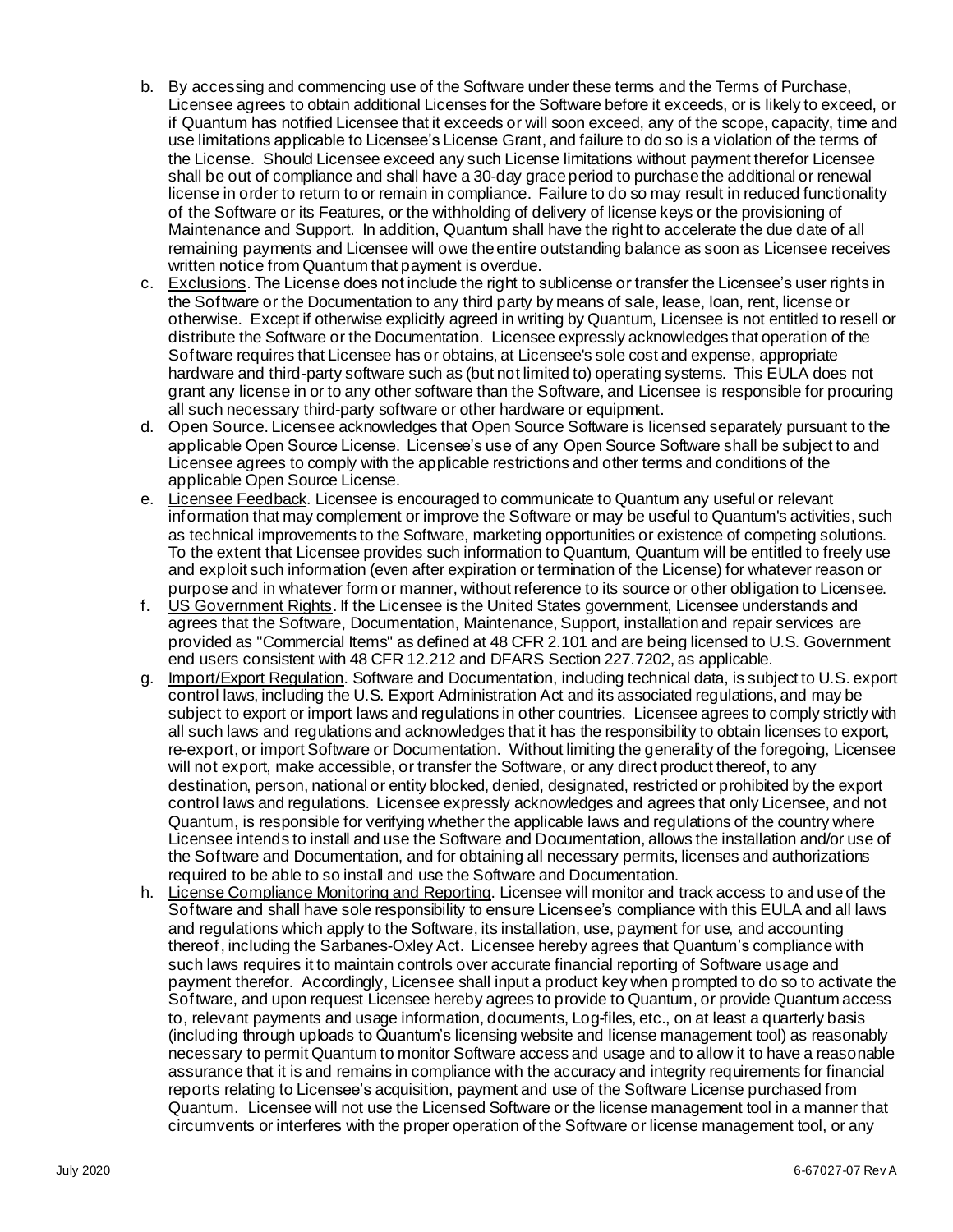b. By accessing and commencing use of the Software under these terms and the Terms of Purchase, Licensee agrees to obtain additional Licenses for the Software before it exceeds, or is likely to exceed, or if Quantum has notified Licensee that it exceeds or will soon exceed, any of the scope, capacity, time and use limitations applicable to Licensee's License Grant, and failure to do so is a violation of the terms of the License. Should Licensee exceed any such License limitations without payment therefor Licensee shall be out of compliance and shall have a 30-day grace period to purchase the additional or renewal license in order to return to or remain in compliance. Failure to do so may result in reduced functionality of the Software or its Features, or the withholding of delivery of license keys or the provisioning of Maintenance and Support. In addition, Quantum shall have the right to accelerate the due date of all remaining payments and Licensee will owe the entire outstanding balance as soon as Licensee receives written notice from Quantum that payment is overdue.

c. <u>Exclusions</u>. The License does not include the right to sublicense or transfer the Licensee's user rights in the Software or the Documentation to any third party by means of sale, lease, loan, rent, license or otherwise. Except if otherwise explicitly agreed in writing by Quantum, Licensee is not entitled to resell or distribute the Software or the Documentation. Licensee expressly acknowledges that operation of the Software requires that Licensee has or obtains, at Licensee's sole cost and expense, appropriate hardware and third-party software such as (but not limited to) operating systems. This EULA does not grant any license in or to any other software than the Software, and Licensee is responsible for procuring all such necessary third-party software or other hardware or equipment.

d. <u>Open Source</u>. Licensee acknowledges that Open Source Software is licensed separately pursuant to the applicable Open Source License. Licensee's use of any Open Source Software shall be subject to and Licensee agrees to comply with the applicable restrictions and other terms and conditions of the applicable Open Source License.

e. <u>Licensee Feedback</u>. Licensee is encouraged to communicate to Quantum any useful or relevant information that may complement or improve the Software or may be useful to Quantum's activities, such as technical improvements to the Software, marketing opportunities or existence of competing solutions. To the extent that Licensee provides such information to Quantum, Quantum will be entitled to freely use and exploit such information (even after expiration or termination of the License) for whatever reason or purpose and in whatever form or manner, without reference to its source or other obligation to Licensee.

f. <u>US Government Rights</u>. If the Licensee is the United States government, Licensee understands and agrees that the Software, Documentation, Maintenance, Support, installation and repair services are provided as "Commercial Items" as defined at 48 CFR 2.101 and are being licensed to U.S. Government end users consistent with 48 CFR 12.212 and DFARS Section 227.7202, as applicable.

g. <u>Import/Export Regulation</u>. Software and Documentation, including technical data, is subject to U.S. export control laws, including the U.S. Export Administration Act and its associated regulations, and may be subject to export or import laws and regulations in other countries. Licensee agrees to comply strictly with all such laws and regulations and acknowledges that it has the responsibility to obtain licenses to export, re-export, or import Software or Documentation. Without limiting the generality of the foregoing, Licensee will not export, make accessible, or transfer the Software, or any direct product thereof, to any destination, person, national or entity blocked, denied, designated, restricted or prohibited by the export control laws and regulations. Licensee expressly acknowledges and agrees that only Licensee, and not Quantum, is responsible for verifying whether the applicable laws and regulations of the country where Licensee intends to install and use the Software and Documentation, allows the installation and/or use of the Software and Documentation, and for obtaining all necessary permits, licenses and authorizations required to be able to so install and use the Software and Documentation.

h. <u>License Compliance Monitoring and Reporting</u>. Licensee will monitor and track access to and use of the Software and shall have sole responsibility to ensure Licensee's compliance with this EULA and all laws and regulations which apply to the Software, its installation, use, payment for use, and accounting thereof, including the Sarbanes-Oxley Act. Licensee hereby agrees that Quantum's compliance with such laws requires it to maintain controls over accurate financial reporting of Software usage and payment therefor. Accordingly, Licensee shall input a product key when prompted to do so to activate the Software, and upon request Licensee hereby agrees to provide to Quantum, or provide Quantum access to, relevant payments and usage information, documents, Log-files, etc., on at least a quarterly basis (including through uploads to Quantum's licensing website and license management tool) as reasonably necessary to permit Quantum to monitor Software access and usage and to allow it to have a reasonable assurance that it is and remains in compliance with the accuracy and integrity requirements for financial reports relating to Licensee's acquisition, payment and use of the Software License purchased from Quantum. Licensee will not use the Licensed Software or the license management tool in a manner that circumvents or interferes with the proper operation of the Software or license management tool, or any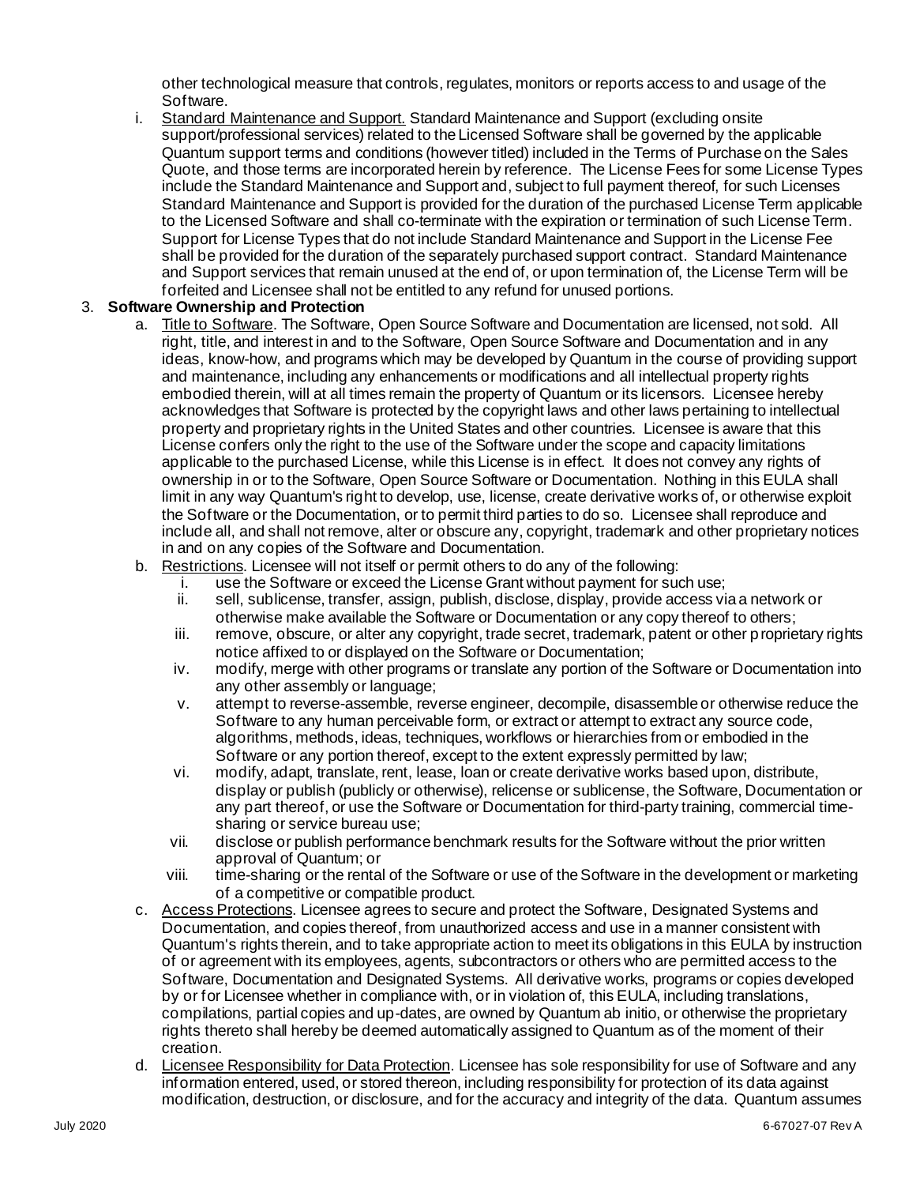other technological measure that controls, regulates, monitors or reports access to and usage of the Software.

i. Standard Maintenance and Support. Standard Maintenance and Support (excluding onsite support/professional services) related to the Licensed Software shall be governed by the applicable Quantum support terms and conditions (however titled) included in the Terms of Purchase on the Sales Quote, and those terms are incorporated herein by reference. The License Fees for some License Types include the Standard Maintenance and Support and, subject to full payment thereof, for such Licenses Standard Maintenance and Support is provided for the duration of the purchased License Term applicable to the Licensed Software and shall co-terminate with the expiration or termination of such License Term. Support for License Types that do not include Standard Maintenance and Support in the License Fee shall be provided for the duration of the separately purchased support contract. Standard Maintenance and Support services that remain unused at the end of, or upon termination of, the License Term will be forfeited and Licensee shall not be entitled to any refund for unused portions.

3. **Software Ownership and Protection**

   a. Title to Software. The Software, Open Source Software and Documentation are licensed, not sold. All right, title, and interest in and to the Software, Open Source Software and Documentation and in any ideas, know-how, and programs which may be developed by Quantum in the course of providing support and maintenance, including any enhancements or modifications and all intellectual property rights embodied therein, will at all times remain the property of Quantum or its licensors. Licensee hereby acknowledges that Software is protected by the copyright laws and other laws pertaining to intellectual property and proprietary rights in the United States and other countries. Licensee is aware that this License confers only the right to the use of the Software under the scope and capacity limitations applicable to the purchased License, while this License is in effect. It does not convey any rights of ownership in or to the Software, Open Source Software or Documentation. Nothing in this EULA shall limit in any way Quantum's right to develop, use, license, create derivative works of, or otherwise exploit the Software or the Documentation, or to permit third parties to do so. Licensee shall reproduce and include all, and shall not remove, alter or obscure any, copyright, trademark and other proprietary notices in and on any copies of the Software and Documentation.

   b. Restrictions. Licensee will not itself or permit others to do any of the following:

      i. use the Software or exceed the License Grant without payment for such use;
      ii. sell, sublicense, transfer, assign, publish, disclose, display, provide access via a network or otherwise make available the Software or Documentation or any copy thereof to others;
      iii. remove, obscure, or alter any copyright, trade secret, trademark, patent or other proprietary rights notice affixed to or displayed on the Software or Documentation;
      iv. modify, merge with other programs or translate any portion of the Software or Documentation into any other assembly or language;
      v. attempt to reverse-assemble, reverse engineer, decompile, disassemble or otherwise reduce the Software to any human perceivable form, or extract or attempt to extract any source code, algorithms, methods, ideas, techniques, workflows or hierarchies from or embodied in the Software or any portion thereof, except to the extent expressly permitted by law;
      vi. modify, adapt, translate, rent, lease, loan or create derivative works based upon, distribute, display or publish (publicly or otherwise), relicense or sublicense, the Software, Documentation or any part thereof, or use the Software or Documentation for third-party training, commercial time-sharing or service bureau use;
      vii. disclose or publish performance benchmark results for the Software without the prior written approval of Quantum; or
      viii. time-sharing or the rental of the Software or use of the Software in the development or marketing of a competitive or compatible product.

   c. Access Protections. Licensee agrees to secure and protect the Software, Designated Systems and Documentation, and copies thereof, from unauthorized access and use in a manner consistent with Quantum's rights therein, and to take appropriate action to meet its obligations in this EULA by instruction of or agreement with its employees, agents, subcontractors or others who are permitted access to the Software, Documentation and Designated Systems. All derivative works, programs or copies developed by or for Licensee whether in compliance with, or in violation of, this EULA, including translations, compilations, partial copies and up-dates, are owned by Quantum ab initio, or otherwise the proprietary rights thereto shall hereby be deemed automatically assigned to Quantum as of the moment of their creation.

   d. Licensee Responsibility for Data Protection. Licensee has sole responsibility for use of Software and any information entered, used, or stored thereon, including responsibility for protection of its data against modification, destruction, or disclosure, and for the accuracy and integrity of the data. Quantum assumes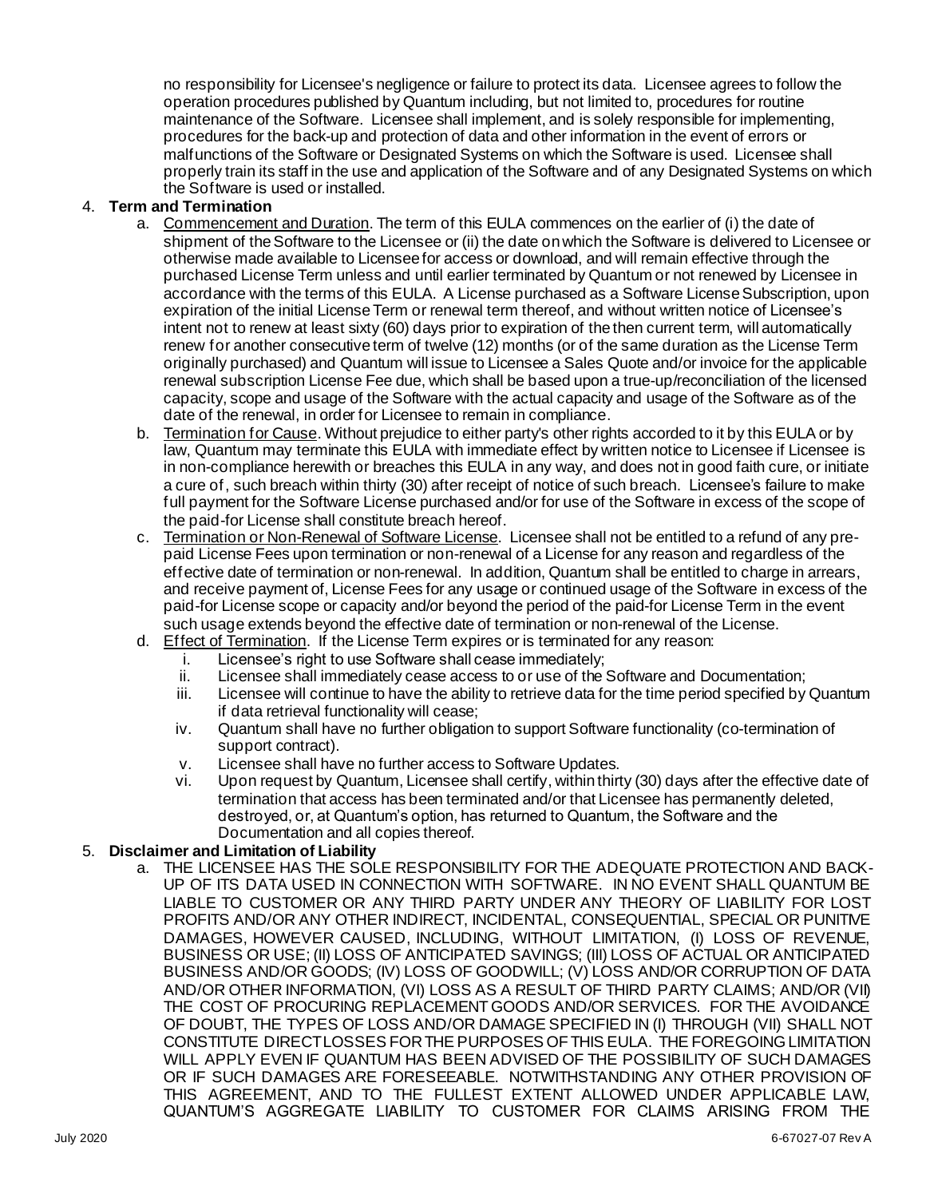no responsibility for Licensee's negligence or failure to protect its data. Licensee agrees to follow the operation procedures published by Quantum including, but not limited to, procedures for routine maintenance of the Software. Licensee shall implement, and is solely responsible for implementing, procedures for the back-up and protection of data and other information in the event of errors or malfunctions of the Software or Designated Systems on which the Software is used. Licensee shall properly train its staff in the use and application of the Software and of any Designated Systems on which the Software is used or installed.

4. **Term and Termination**
   a. Commencement and Duration. The term of this EULA commences on the earlier of (i) the date of shipment of the Software to the Licensee or (ii) the date on which the Software is delivered to Licensee or otherwise made available to Licensee for access or download, and will remain effective through the purchased License Term unless and until earlier terminated by Quantum or not renewed by Licensee in accordance with the terms of this EULA. A License purchased as a Software License Subscription, upon expiration of the initial License Term or renewal term thereof, and without written notice of Licensee's intent not to renew at least sixty (60) days prior to expiration of the then current term, will automatically renew for another consecutive term of twelve (12) months (or of the same duration as the License Term originally purchased) and Quantum will issue to Licensee a Sales Quote and/or invoice for the applicable renewal subscription License Fee due, which shall be based upon a true-up/reconciliation of the licensed capacity, scope and usage of the Software with the actual capacity and usage of the Software as of the date of the renewal, in order for Licensee to remain in compliance.
   b. Termination for Cause. Without prejudice to either party's other rights accorded to it by this EULA or by law, Quantum may terminate this EULA with immediate effect by written notice to Licensee if Licensee is in non-compliance herewith or breaches this EULA in any way, and does not in good faith cure, or initiate a cure of, such breach within thirty (30) after receipt of notice of such breach. Licensee's failure to make full payment for the Software License purchased and/or for use of the Software in excess of the scope of the paid-for License shall constitute breach hereof.
   c. Termination or Non-Renewal of Software License. Licensee shall not be entitled to a refund of any pre-paid License Fees upon termination or non-renewal of a License for any reason and regardless of the effective date of termination or non-renewal. In addition, Quantum shall be entitled to charge in arrears, and receive payment of, License Fees for any usage or continued usage of the Software in excess of the paid-for License scope or capacity and/or beyond the period of the paid-for License Term in the event such usage extends beyond the effective date of termination or non-renewal of the License.
   d. Effect of Termination. If the License Term expires or is terminated for any reason:
      i. Licensee's right to use Software shall cease immediately;
      ii. Licensee shall immediately cease access to or use of the Software and Documentation;
      iii. Licensee will continue to have the ability to retrieve data for the time period specified by Quantum if data retrieval functionality will cease;
      iv. Quantum shall have no further obligation to support Software functionality (co-termination of support contract).
      v. Licensee shall have no further access to Software Updates.
      vi. Upon request by Quantum, Licensee shall certify, within thirty (30) days after the effective date of termination that access has been terminated and/or that Licensee has permanently deleted, destroyed, or, at Quantum's option, has returned to Quantum, the Software and the Documentation and all copies thereof.

5. **Disclaimer and Limitation of Liability**
   a. THE LICENSEE HAS THE SOLE RESPONSIBILITY FOR THE ADEQUATE PROTECTION AND BACK-UP OF ITS DATA USED IN CONNECTION WITH SOFTWARE. IN NO EVENT SHALL QUANTUM BE LIABLE TO CUSTOMER OR ANY THIRD PARTY UNDER ANY THEORY OF LIABILITY FOR LOST PROFITS AND/OR ANY OTHER INDIRECT, INCIDENTAL, CONSEQUENTIAL, SPECIAL OR PUNITIVE DAMAGES, HOWEVER CAUSED, INCLUDING, WITHOUT LIMITATION, (I) LOSS OF REVENUE, BUSINESS OR USE; (II) LOSS OF ANTICIPATED SAVINGS; (III) LOSS OF ACTUAL OR ANTICIPATED BUSINESS AND/OR GOODS; (IV) LOSS OF GOODWILL; (V) LOSS AND/OR CORRUPTION OF DATA AND/OR OTHER INFORMATION, (VI) LOSS AS A RESULT OF THIRD PARTY CLAIMS; AND/OR (VII) THE COST OF PROCURING REPLACEMENT GOODS AND/OR SERVICES. FOR THE AVOIDANCE OF DOUBT, THE TYPES OF LOSS AND/OR DAMAGE SPECIFIED IN (I) THROUGH (VII) SHALL NOT CONSTITUTE DIRECT LOSSES FOR THE PURPOSES OF THIS EULA. THE FOREGOING LIMITATION WILL APPLY EVEN IF QUANTUM HAS BEEN ADVISED OF THE POSSIBILITY OF SUCH DAMAGES OR IF SUCH DAMAGES ARE FORESEEABLE. NOTWITHSTANDING ANY OTHER PROVISION OF THIS AGREEMENT, AND TO THE FULLEST EXTENT ALLOWED UNDER APPLICABLE LAW, QUANTUM'S AGGREGATE LIABILITY TO CUSTOMER FOR CLAIMS ARISING FROM THE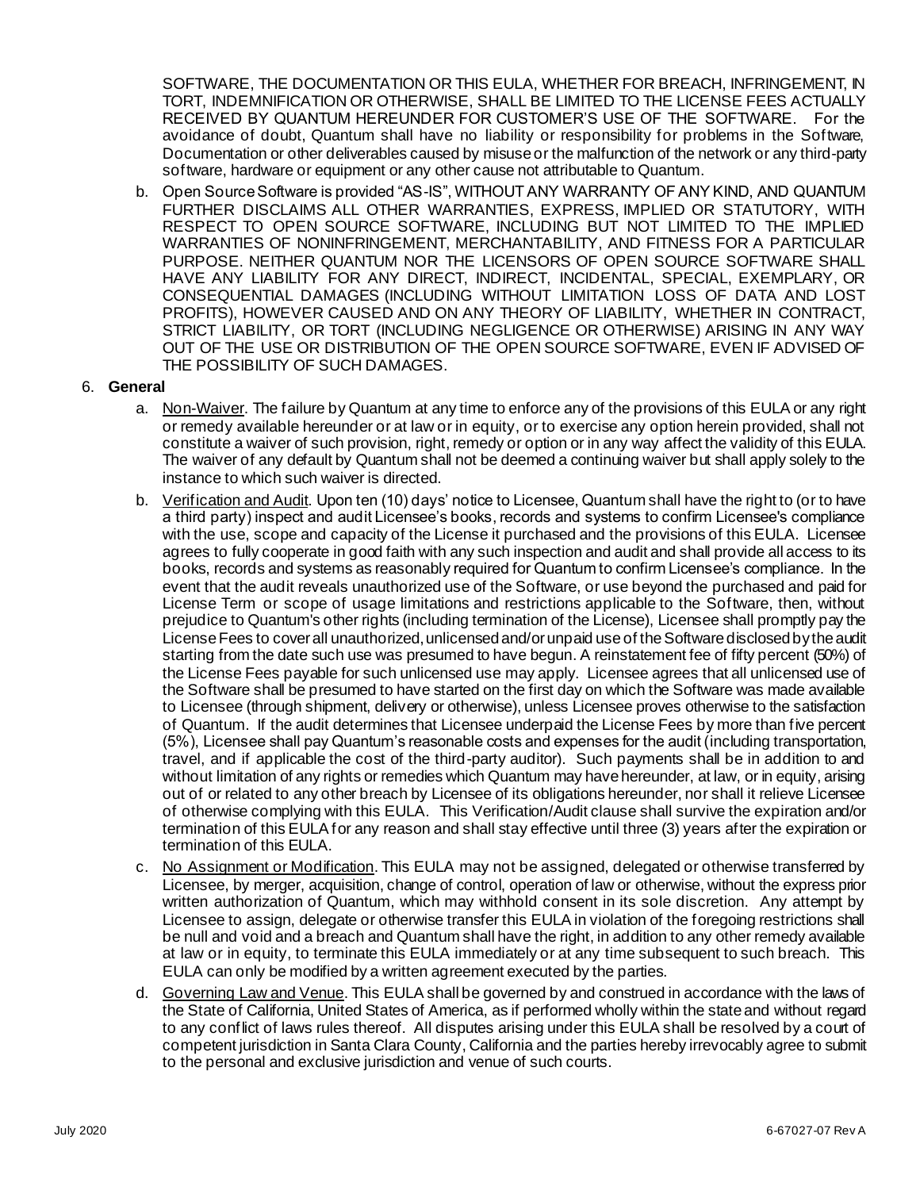SOFTWARE, THE DOCUMENTATION OR THIS EULA, WHETHER FOR BREACH, INFRINGEMENT, IN TORT, INDEMNIFICATION OR OTHERWISE, SHALL BE LIMITED TO THE LICENSE FEES ACTUALLY RECEIVED BY QUANTUM HEREUNDER FOR CUSTOMER'S USE OF THE SOFTWARE. For the avoidance of doubt, Quantum shall have no liability or responsibility for problems in the Software, Documentation or other deliverables caused by misuse or the malfunction of the network or any third-party software, hardware or equipment or any other cause not attributable to Quantum.

b. Open Source Software is provided "AS-IS", WITHOUT ANY WARRANTY OF ANY KIND, AND QUANTUM FURTHER DISCLAIMS ALL OTHER WARRANTIES, EXPRESS, IMPLIED OR STATUTORY, WITH RESPECT TO OPEN SOURCE SOFTWARE, INCLUDING BUT NOT LIMITED TO THE IMPLIED WARRANTIES OF NONINFRINGEMENT, MERCHANTABILITY, AND FITNESS FOR A PARTICULAR PURPOSE. NEITHER QUANTUM NOR THE LICENSORS OF OPEN SOURCE SOFTWARE SHALL HAVE ANY LIABILITY FOR ANY DIRECT, INDIRECT, INCIDENTAL, SPECIAL, EXEMPLARY, OR CONSEQUENTIAL DAMAGES (INCLUDING WITHOUT LIMITATION LOSS OF DATA AND LOST PROFITS), HOWEVER CAUSED AND ON ANY THEORY OF LIABILITY, WHETHER IN CONTRACT, STRICT LIABILITY, OR TORT (INCLUDING NEGLIGENCE OR OTHERWISE) ARISING IN ANY WAY OUT OF THE USE OR DISTRIBUTION OF THE OPEN SOURCE SOFTWARE, EVEN IF ADVISED OF THE POSSIBILITY OF SUCH DAMAGES.

6. **General**

a. Non-Waiver. The failure by Quantum at any time to enforce any of the provisions of this EULA or any right or remedy available hereunder or at law or in equity, or to exercise any option herein provided, shall not constitute a waiver of such provision, right, remedy or option or in any way affect the validity of this EULA. The waiver of any default by Quantum shall not be deemed a continuing waiver but shall apply solely to the instance to which such waiver is directed.

b. Verification and Audit. Upon ten (10) days' notice to Licensee, Quantum shall have the right to (or to have a third party) inspect and audit Licensee's books, records and systems to confirm Licensee's compliance with the use, scope and capacity of the License it purchased and the provisions of this EULA. Licensee agrees to fully cooperate in good faith with any such inspection and audit and shall provide all access to its books, records and systems as reasonably required for Quantum to confirm Licensee's compliance. In the event that the audit reveals unauthorized use of the Software, or use beyond the purchased and paid for License Term or scope of usage limitations and restrictions applicable to the Software, then, without prejudice to Quantum's other rights (including termination of the License), Licensee shall promptly pay the License Fees to cover all unauthorized, unlicensed and/or unpaid use of the Software disclosed by the audit starting from the date such use was presumed to have begun. A reinstatement fee of fifty percent (50%) of the License Fees payable for such unlicensed use may apply. Licensee agrees that all unlicensed use of the Software shall be presumed to have started on the first day on which the Software was made available to Licensee (through shipment, delivery or otherwise), unless Licensee proves otherwise to the satisfaction of Quantum. If the audit determines that Licensee underpaid the License Fees by more than five percent (5%), Licensee shall pay Quantum's reasonable costs and expenses for the audit (including transportation, travel, and if applicable the cost of the third-party auditor). Such payments shall be in addition to and without limitation of any rights or remedies which Quantum may have hereunder, at law, or in equity, arising out of or related to any other breach by Licensee of its obligations hereunder, nor shall it relieve Licensee of otherwise complying with this EULA. This Verification/Audit clause shall survive the expiration and/or termination of this EULA for any reason and shall stay effective until three (3) years after the expiration or termination of this EULA.

c. No Assignment or Modification. This EULA may not be assigned, delegated or otherwise transferred by Licensee, by merger, acquisition, change of control, operation of law or otherwise, without the express prior written authorization of Quantum, which may withhold consent in its sole discretion. Any attempt by Licensee to assign, delegate or otherwise transfer this EULA in violation of the foregoing restrictions shall be null and void and a breach and Quantum shall have the right, in addition to any other remedy available at law or in equity, to terminate this EULA immediately or at any time subsequent to such breach. This EULA can only be modified by a written agreement executed by the parties.

d. Governing Law and Venue. This EULA shall be governed by and construed in accordance with the laws of the State of California, United States of America, as if performed wholly within the state and without regard to any conflict of laws rules thereof. All disputes arising under this EULA shall be resolved by a court of competent jurisdiction in Santa Clara County, California and the parties hereby irrevocably agree to submit to the personal and exclusive jurisdiction and venue of such courts.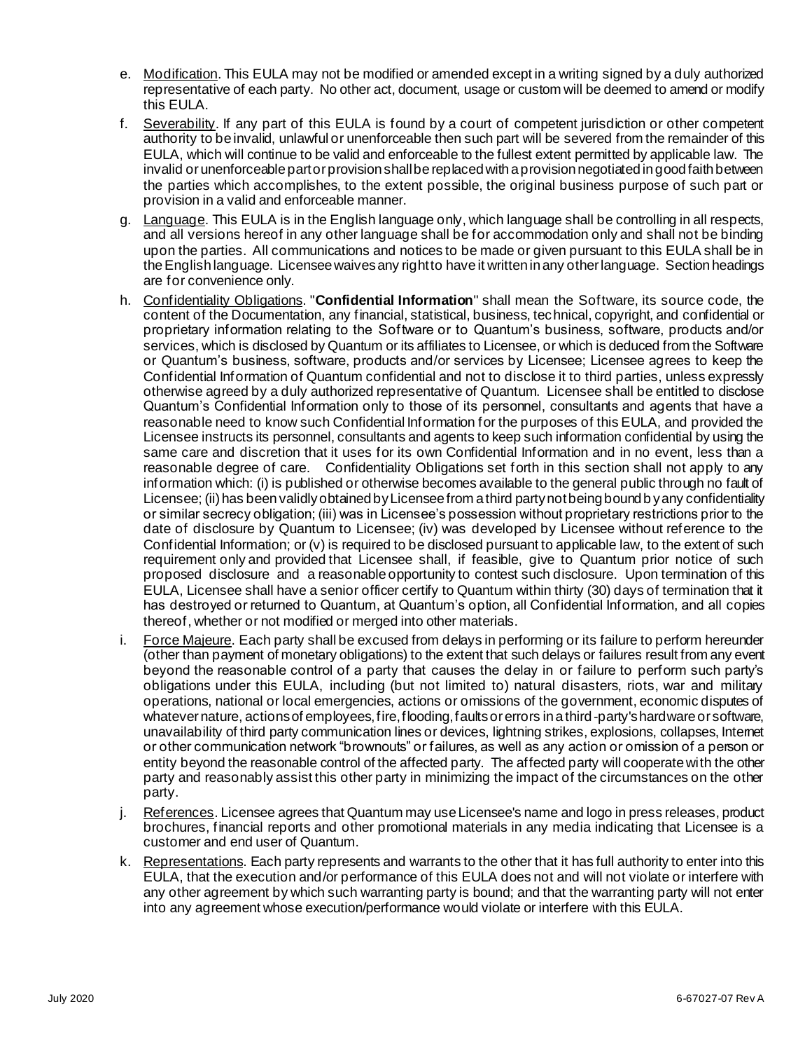e. Modification. This EULA may not be modified or amended except in a writing signed by a duly authorized representative of each party. No other act, document, usage or custom will be deemed to amend or modify this EULA.

f. Severability. If any part of this EULA is found by a court of competent jurisdiction or other competent authority to be invalid, unlawful or unenforceable then such part will be severed from the remainder of this EULA, which will continue to be valid and enforceable to the fullest extent permitted by applicable law. The invalid or unenforceable part or provision shall be replaced with a provision negotiated in good faith between the parties which accomplishes, to the extent possible, the original business purpose of such part or provision in a valid and enforceable manner.

g. Language. This EULA is in the English language only, which language shall be controlling in all respects, and all versions hereof in any other language shall be for accommodation only and shall not be binding upon the parties. All communications and notices to be made or given pursuant to this EULA shall be in the English language. Licensee waives any right to have it written in any other language. Section headings are for convenience only.

h. Confidentiality Obligations. "**Confidential Information**" shall mean the Software, its source code, the content of the Documentation, any financial, statistical, business, technical, copyright, and confidential or proprietary information relating to the Software or to Quantum's business, software, products and/or services, which is disclosed by Quantum or its affiliates to Licensee, or which is deduced from the Software or Quantum's business, software, products and/or services by Licensee; Licensee agrees to keep the Confidential Information of Quantum confidential and not to disclose it to third parties, unless expressly otherwise agreed by a duly authorized representative of Quantum. Licensee shall be entitled to disclose Quantum's Confidential Information only to those of its personnel, consultants and agents that have a reasonable need to know such Confidential Information for the purposes of this EULA, and provided the Licensee instructs its personnel, consultants and agents to keep such information confidential by using the same care and discretion that it uses for its own Confidential Information and in no event, less than a reasonable degree of care. Confidentiality Obligations set forth in this section shall not apply to any information which: (i) is published or otherwise becomes available to the general public through no fault of Licensee; (ii) has been validly obtained by Licensee from a third party not being bound by any confidentiality or similar secrecy obligation; (iii) was in Licensee's possession without proprietary restrictions prior to the date of disclosure by Quantum to Licensee; (iv) was developed by Licensee without reference to the Confidential Information; or (v) is required to be disclosed pursuant to applicable law, to the extent of such requirement only and provided that Licensee shall, if feasible, give to Quantum prior notice of such proposed disclosure and a reasonable opportunity to contest such disclosure. Upon termination of this EULA, Licensee shall have a senior officer certify to Quantum within thirty (30) days of termination that it has destroyed or returned to Quantum, at Quantum's option, all Confidential Information, and all copies thereof, whether or not modified or merged into other materials.

i. Force Majeure. Each party shall be excused from delays in performing or its failure to perform hereunder (other than payment of monetary obligations) to the extent that such delays or failures result from any event beyond the reasonable control of a party that causes the delay in or failure to perform such party's obligations under this EULA, including (but not limited to) natural disasters, riots, war and military operations, national or local emergencies, actions or omissions of the government, economic disputes of whatever nature, actions of employees, fire, flooding, faults or errors in a third-party's hardware or software, unavailability of third party communication lines or devices, lightning strikes, explosions, collapses, Internet or other communication network "brownouts" or failures, as well as any action or omission of a person or entity beyond the reasonable control of the affected party. The affected party will cooperate with the other party and reasonably assist this other party in minimizing the impact of the circumstances on the other party.

j. References. Licensee agrees that Quantum may use Licensee's name and logo in press releases, product brochures, financial reports and other promotional materials in any media indicating that Licensee is a customer and end user of Quantum.

k. Representations. Each party represents and warrants to the other that it has full authority to enter into this EULA, that the execution and/or performance of this EULA does not and will not violate or interfere with any other agreement by which such warranting party is bound; and that the warranting party will not enter into any agreement whose execution/performance would violate or interfere with this EULA.